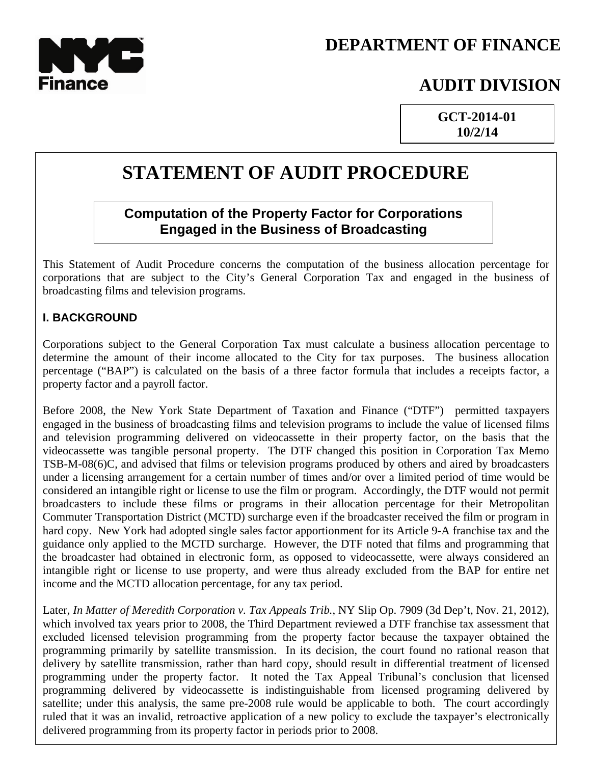**NYC Finance**

# DEPARTMENT OF FINANCE

# AUDIT DIVISION

**GCT-2014-01**
**10/2/14**

# STATEMENT OF AUDIT PROCEDURE

## Computation of the Property Factor for Corporations Engaged in the Business of Broadcasting

This Statement of Audit Procedure concerns the computation of the business allocation percentage for corporations that are subject to the City's General Corporation Tax and engaged in the business of broadcasting films and television programs.

### I. BACKGROUND

Corporations subject to the General Corporation Tax must calculate a business allocation percentage to determine the amount of their income allocated to the City for tax purposes. The business allocation percentage ("BAP") is calculated on the basis of a three factor formula that includes a receipts factor, a property factor and a payroll factor.

Before 2008, the New York State Department of Taxation and Finance ("DTF") permitted taxpayers engaged in the business of broadcasting films and television programs to include the value of licensed films and television programming delivered on videocassette in their property factor, on the basis that the videocassette was tangible personal property. The DTF changed this position in Corporation Tax Memo TSB-M-08(6)C, and advised that films or television programs produced by others and aired by broadcasters under a licensing arrangement for a certain number of times and/or over a limited period of time would be considered an intangible right or license to use the film or program. Accordingly, the DTF would not permit broadcasters to include these films or programs in their allocation percentage for their Metropolitan Commuter Transportation District (MCTD) surcharge even if the broadcaster received the film or program in hard copy. New York had adopted single sales factor apportionment for its Article 9-A franchise tax and the guidance only applied to the MCTD surcharge. However, the DTF noted that films and programming that the broadcaster had obtained in electronic form, as opposed to videocassette, were always considered an intangible right or license to use property, and were thus already excluded from the BAP for entire net income and the MCTD allocation percentage, for any tax period.

Later, *In Matter of Meredith Corporation v. Tax Appeals Trib.*, NY Slip Op. 7909 (3d Dep't, Nov. 21, 2012), which involved tax years prior to 2008, the Third Department reviewed a DTF franchise tax assessment that excluded licensed television programming from the property factor because the taxpayer obtained the programming primarily by satellite transmission. In its decision, the court found no rational reason that delivery by satellite transmission, rather than hard copy, should result in differential treatment of licensed programming under the property factor. It noted the Tax Appeal Tribunal's conclusion that licensed programming delivered by videocassette is indistinguishable from licensed programing delivered by satellite; under this analysis, the same pre-2008 rule would be applicable to both. The court accordingly ruled that it was an invalid, retroactive application of a new policy to exclude the taxpayer's electronically delivered programming from its property factor in periods prior to 2008.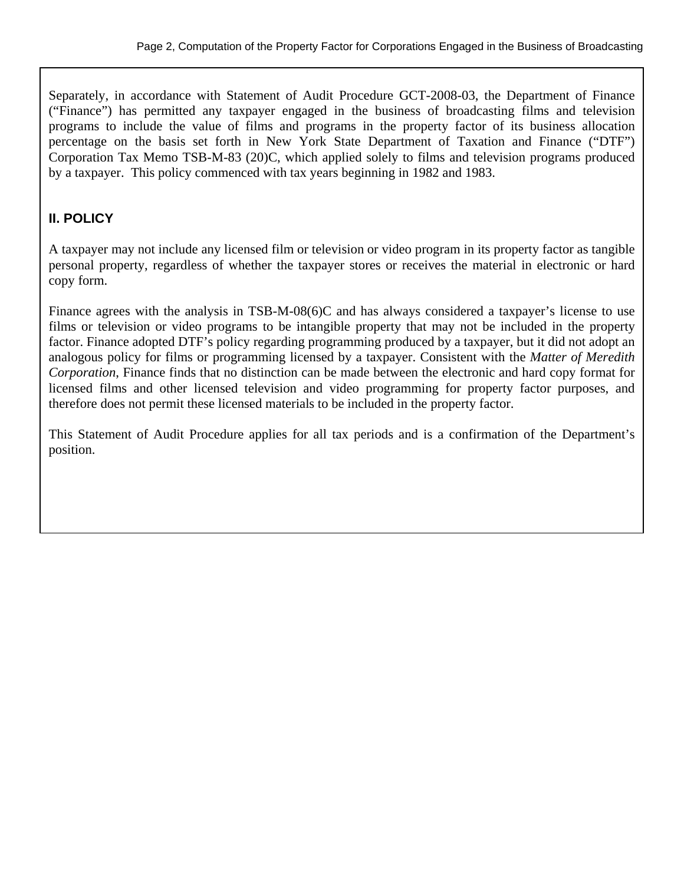Separately, in accordance with Statement of Audit Procedure GCT-2008-03, the Department of Finance ("Finance") has permitted any taxpayer engaged in the business of broadcasting films and television programs to include the value of films and programs in the property factor of its business allocation percentage on the basis set forth in New York State Department of Taxation and Finance ("DTF") Corporation Tax Memo TSB-M-83 (20)C, which applied solely to films and television programs produced by a taxpayer. This policy commenced with tax years beginning in 1982 and 1983.

## II. POLICY

A taxpayer may not include any licensed film or television or video program in its property factor as tangible personal property, regardless of whether the taxpayer stores or receives the material in electronic or hard copy form.

Finance agrees with the analysis in TSB-M-08(6)C and has always considered a taxpayer's license to use films or television or video programs to be intangible property that may not be included in the property factor. Finance adopted DTF's policy regarding programming produced by a taxpayer, but it did not adopt an analogous policy for films or programming licensed by a taxpayer. Consistent with the *Matter of Meredith Corporation,* Finance finds that no distinction can be made between the electronic and hard copy format for licensed films and other licensed television and video programming for property factor purposes, and therefore does not permit these licensed materials to be included in the property factor.

This Statement of Audit Procedure applies for all tax periods and is a confirmation of the Department's position.